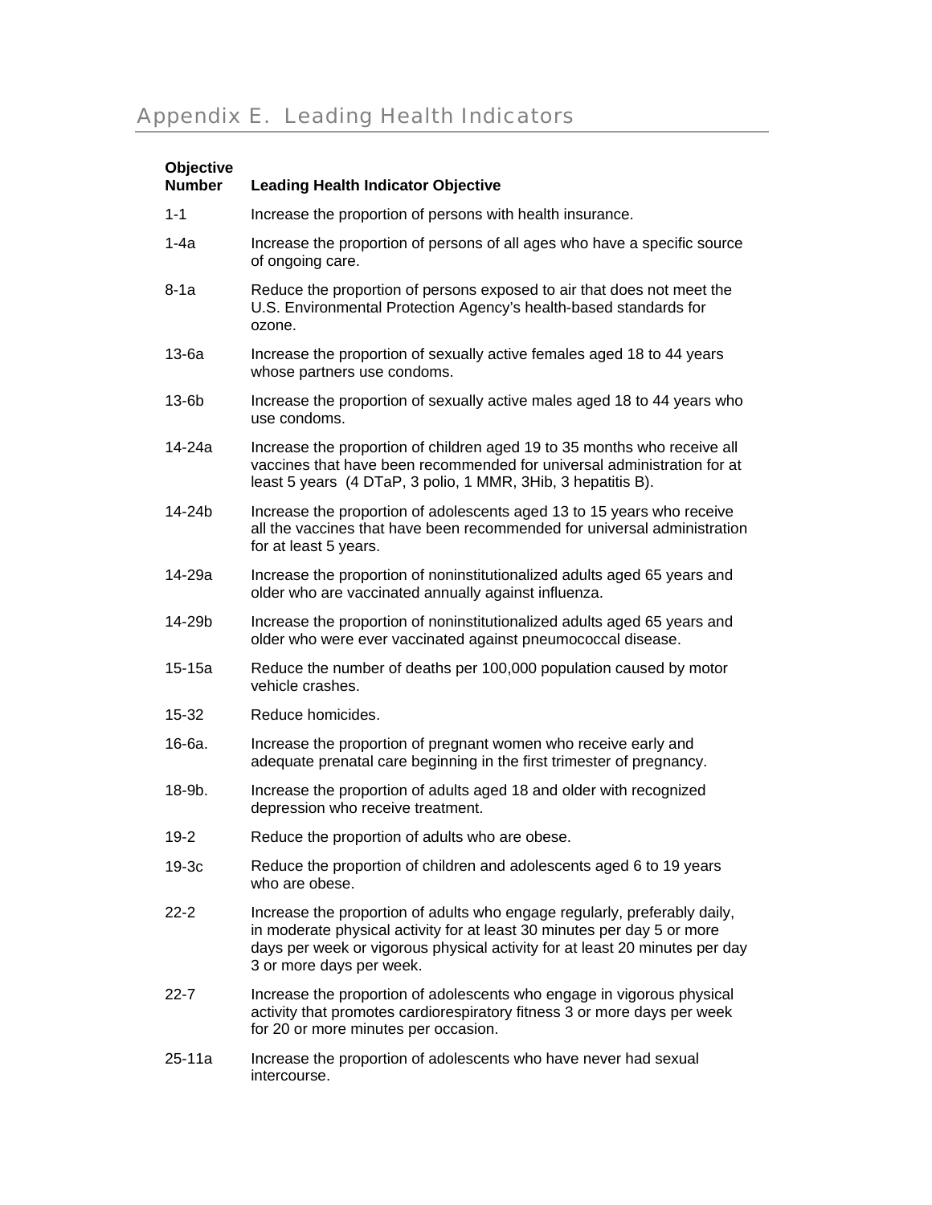# Appendix E. Leading Health Indicators

| Objective Number | Leading Health Indicator Objective |
|---|---|
| 1-1 | Increase the proportion of persons with health insurance. |
| 1-4a | Increase the proportion of persons of all ages who have a specific source of ongoing care. |
| 8-1a | Reduce the proportion of persons exposed to air that does not meet the U.S. Environmental Protection Agency's health-based standards for ozone. |
| 13-6a | Increase the proportion of sexually active females aged 18 to 44 years whose partners use condoms. |
| 13-6b | Increase the proportion of sexually active males aged 18 to 44 years who use condoms. |
| 14-24a | Increase the proportion of children aged 19 to 35 months who receive all vaccines that have been recommended for universal administration for at least 5 years (4 DTaP, 3 polio, 1 MMR, 3Hib, 3 hepatitis B). |
| 14-24b | Increase the proportion of adolescents aged 13 to 15 years who receive all the vaccines that have been recommended for universal administration for at least 5 years. |
| 14-29a | Increase the proportion of noninstitutionalized adults aged 65 years and older who are vaccinated annually against influenza. |
| 14-29b | Increase the proportion of noninstitutionalized adults aged 65 years and older who were ever vaccinated against pneumococcal disease. |
| 15-15a | Reduce the number of deaths per 100,000 population caused by motor vehicle crashes. |
| 15-32 | Reduce homicides. |
| 16-6a. | Increase the proportion of pregnant women who receive early and adequate prenatal care beginning in the first trimester of pregnancy. |
| 18-9b. | Increase the proportion of adults aged 18 and older with recognized depression who receive treatment. |
| 19-2 | Reduce the proportion of adults who are obese. |
| 19-3c | Reduce the proportion of children and adolescents aged 6 to 19 years who are obese. |
| 22-2 | Increase the proportion of adults who engage regularly, preferably daily, in moderate physical activity for at least 30 minutes per day 5 or more days per week or vigorous physical activity for at least 20 minutes per day 3 or more days per week. |
| 22-7 | Increase the proportion of adolescents who engage in vigorous physical activity that promotes cardiorespiratory fitness 3 or more days per week for 20 or more minutes per occasion. |
| 25-11a | Increase the proportion of adolescents who have never had sexual intercourse. |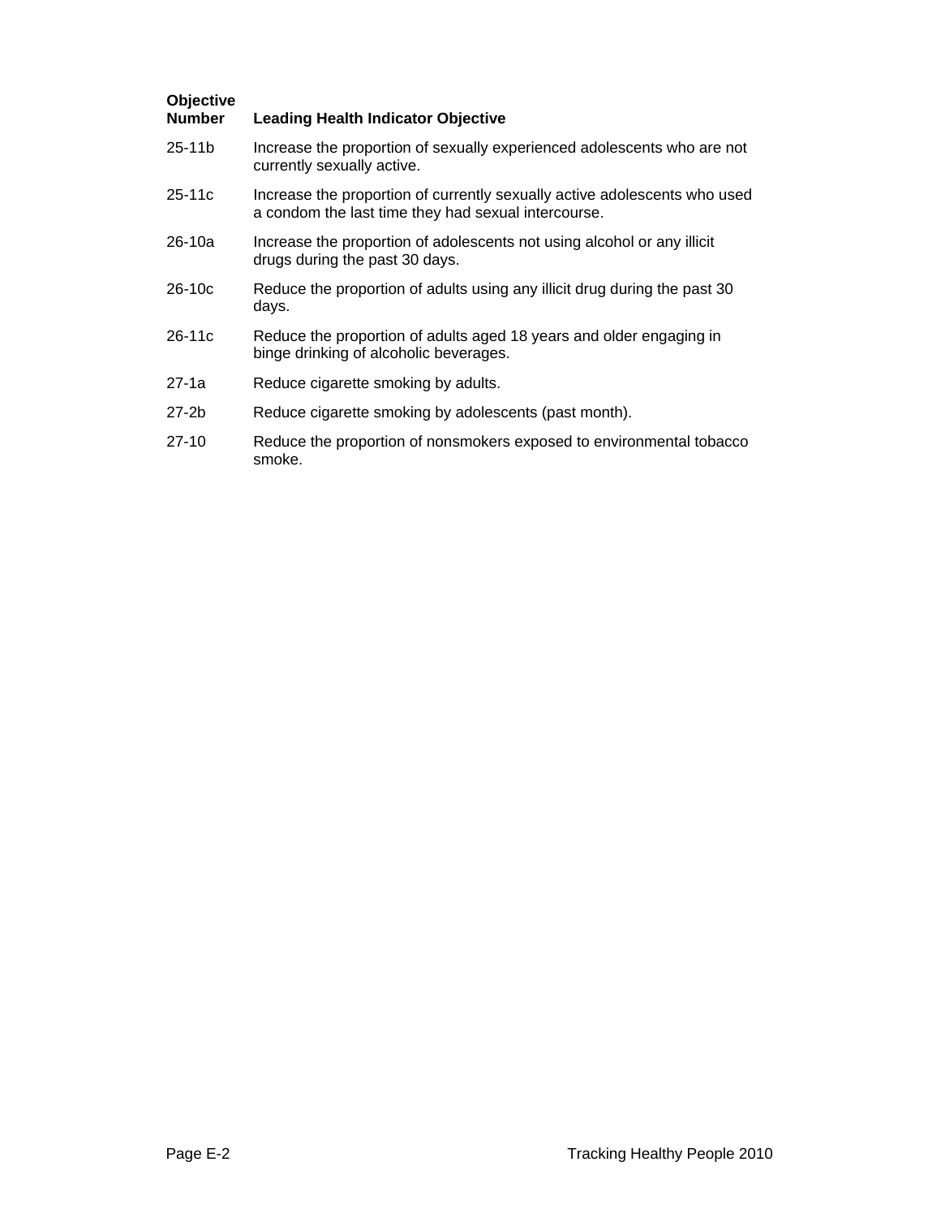| Objective Number | Leading Health Indicator Objective |
|---|---|
| 25-11b | Increase the proportion of sexually experienced adolescents who are not currently sexually active. |
| 25-11c | Increase the proportion of currently sexually active adolescents who used a condom the last time they had sexual intercourse. |
| 26-10a | Increase the proportion of adolescents not using alcohol or any illicit drugs during the past 30 days. |
| 26-10c | Reduce the proportion of adults using any illicit drug during the past 30 days. |
| 26-11c | Reduce the proportion of adults aged 18 years and older engaging in binge drinking of alcoholic beverages. |
| 27-1a | Reduce cigarette smoking by adults. |
| 27-2b | Reduce cigarette smoking by adolescents (past month). |
| 27-10 | Reduce the proportion of nonsmokers exposed to environmental tobacco smoke. |